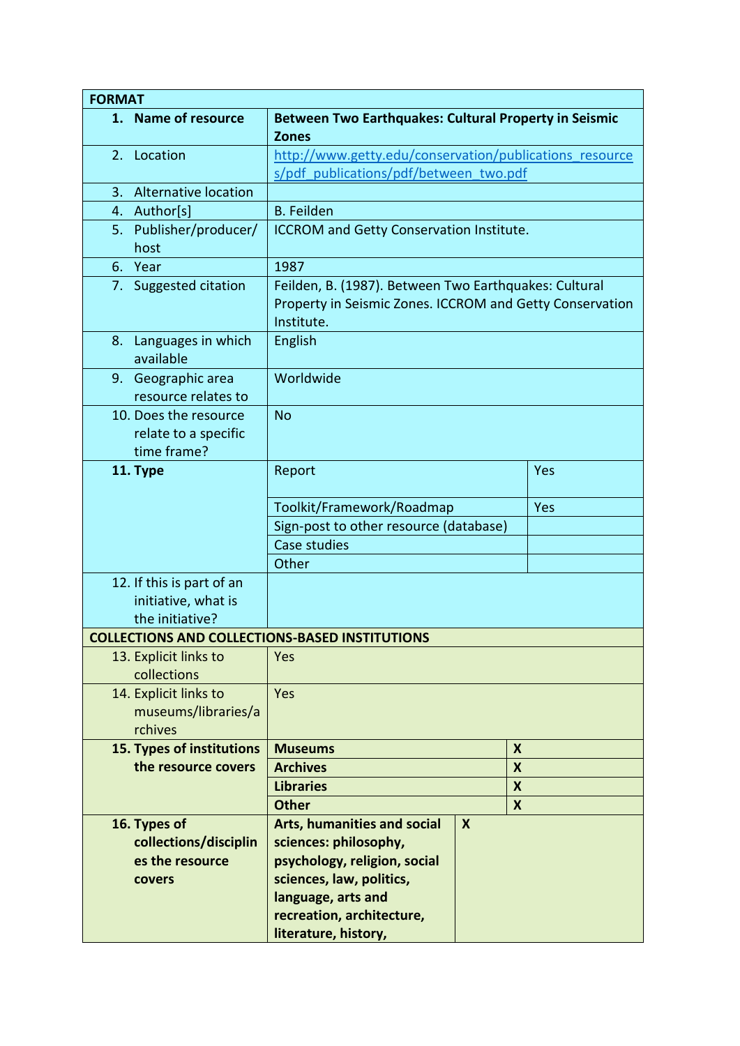| FORMAT | | |
|---|---|---|
| 1. **Name of resource** | **Between Two Earthquakes: Cultural Property in Seismic Zones** | |
| 2. Location | http://www.getty.edu/conservation/publications_resources/pdf_publications/pdf/between_two.pdf | |
| 3. Alternative location | | |
| 4. Author[s] | B. Feilden | |
| 5. Publisher/producer/host | ICCROM and Getty Conservation Institute. | |
| 6. Year | 1987 | |
| 7. Suggested citation | Feilden, B. (1987). Between Two Earthquakes: Cultural Property in Seismic Zones. ICCROM and Getty Conservation Institute. | |
| 8. Languages in which available | English | |
| 9. Geographic area resource relates to | Worldwide | |
| 10. Does the resource relate to a specific time frame? | No | |
| **11. Type** | Report | Yes |
| | Toolkit/Framework/Roadmap | Yes |
| | Sign-post to other resource (database) | |
| | Case studies | |
| | Other | |
| 12. If this is part of an initiative, what is the initiative? | | |
| **COLLECTIONS AND COLLECTIONS-BASED INSTITUTIONS** | | |
| 13. Explicit links to collections | Yes | |
| 14. Explicit links to museums/libraries/archives | Yes | |
| **15. Types of institutions the resource covers** | **Museums** | **X** |
| | **Archives** | **X** |
| | **Libraries** | **X** |
| | **Other** | **X** |
| **16. Types of collections/disciplines the resource covers** | **Arts, humanities and social sciences: philosophy, psychology, religion, social sciences, law, politics, language, arts and recreation, architecture, literature, history,** | **X** |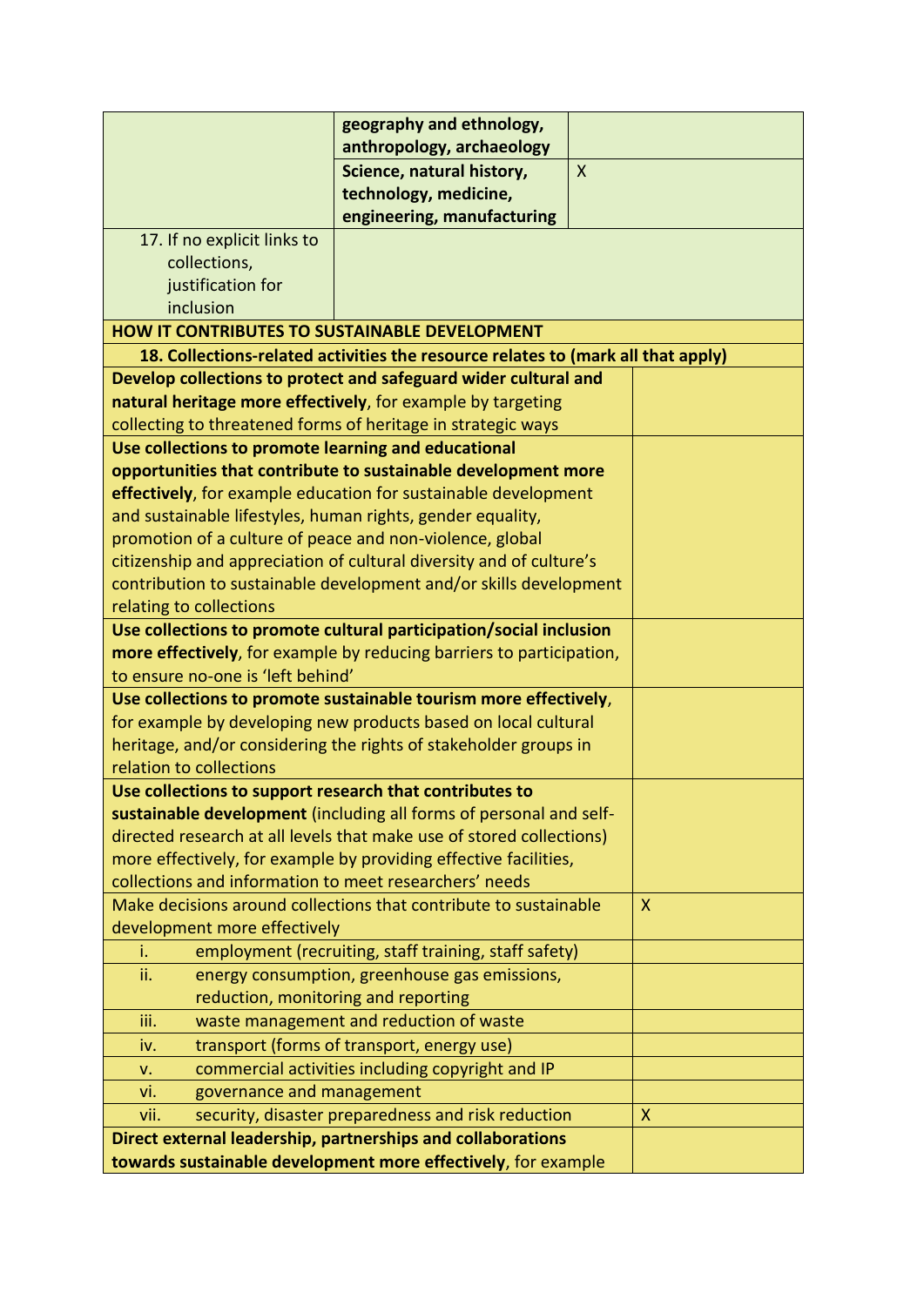| | | |
|---|---|---|
| | **geography and ethnology, anthropology, archaeology** | |
| | **Science, natural history, technology, medicine, engineering, manufacturing** | X |
| 17. If no explicit links to collections, justification for inclusion | | |

| **HOW IT CONTRIBUTES TO SUSTAINABLE DEVELOPMENT** | |
|---|---|
| **18. Collections-related activities the resource relates to (mark all that apply)** | |
| **Develop collections to protect and safeguard wider cultural and natural heritage more effectively**, for example by targeting collecting to threatened forms of heritage in strategic ways | |
| **Use collections to promote learning and educational opportunities that contribute to sustainable development more effectively**, for example education for sustainable development and sustainable lifestyles, human rights, gender equality, promotion of a culture of peace and non-violence, global citizenship and appreciation of cultural diversity and of culture's contribution to sustainable development and/or skills development relating to collections | |
| **Use collections to promote cultural participation/social inclusion more effectively**, for example by reducing barriers to participation, to ensure no-one is 'left behind' | |
| **Use collections to promote sustainable tourism more effectively**, for example by developing new products based on local cultural heritage, and/or considering the rights of stakeholder groups in relation to collections | |
| **Use collections to support research that contributes to sustainable development** (including all forms of personal and self-directed research at all levels that make use of stored collections) more effectively, for example by providing effective facilities, collections and information to meet researchers' needs | |
| Make decisions around collections that contribute to sustainable development more effectively | X |
| i. employment (recruiting, staff training, staff safety) | |
| ii. energy consumption, greenhouse gas emissions, reduction, monitoring and reporting | |
| iii. waste management and reduction of waste | |
| iv. transport (forms of transport, energy use) | |
| v. commercial activities including copyright and IP | |
| vi. governance and management | |
| vii. security, disaster preparedness and risk reduction | X |
| **Direct external leadership, partnerships and collaborations towards sustainable development more effectively**, for example | |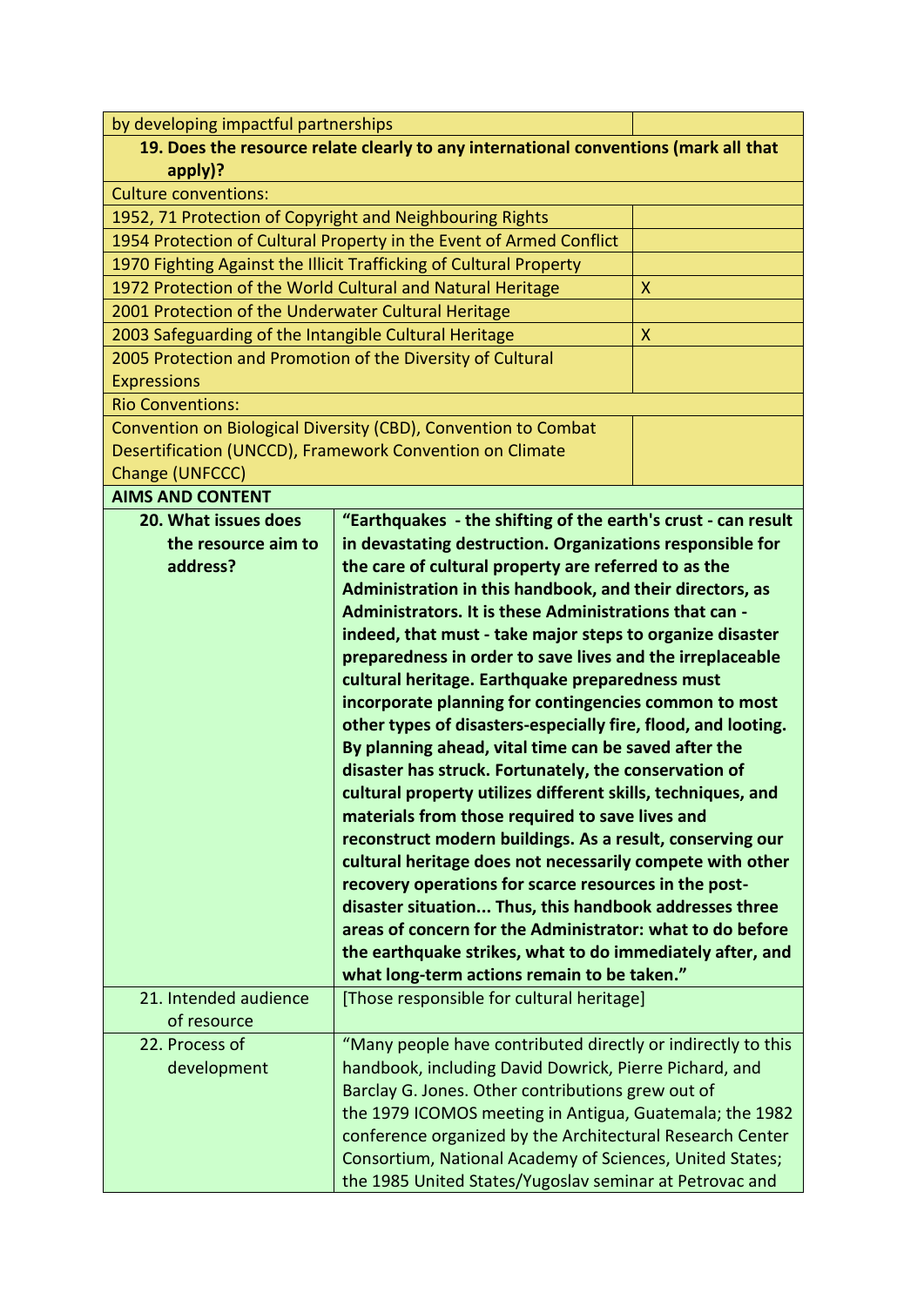| by developing impactful partnerships | |
|---|---|
| **19. Does the resource relate clearly to any international conventions (mark all that apply)?** | |
| Culture conventions: | |
| 1952, 71 Protection of Copyright and Neighbouring Rights | |
| 1954 Protection of Cultural Property in the Event of Armed Conflict | |
| 1970 Fighting Against the Illicit Trafficking of Cultural Property | |
| 1972 Protection of the World Cultural and Natural Heritage | X |
| 2001 Protection of the Underwater Cultural Heritage | |
| 2003 Safeguarding of the Intangible Cultural Heritage | X |
| 2005 Protection and Promotion of the Diversity of Cultural Expressions | |
| Rio Conventions: | |
| Convention on Biological Diversity (CBD), Convention to Combat Desertification (UNCCD), Framework Convention on Climate Change (UNFCCC) | |

| **AIMS AND CONTENT** | |
|---|---|
| **20. What issues does the resource aim to address?** | **"Earthquakes - the shifting of the earth's crust - can result in devastating destruction. Organizations responsible for the care of cultural property are referred to as the Administration in this handbook, and their directors, as Administrators. It is these Administrations that can - indeed, that must - take major steps to organize disaster preparedness in order to save lives and the irreplaceable cultural heritage. Earthquake preparedness must incorporate planning for contingencies common to most other types of disasters-especially fire, flood, and looting. By planning ahead, vital time can be saved after the disaster has struck. Fortunately, the conservation of cultural property utilizes different skills, techniques, and materials from those required to save lives and reconstruct modern buildings. As a result, conserving our cultural heritage does not necessarily compete with other recovery operations for scarce resources in the post-disaster situation... Thus, this handbook addresses three areas of concern for the Administrator: what to do before the earthquake strikes, what to do immediately after, and what long-term actions remain to be taken."** |
| 21. Intended audience of resource | [Those responsible for cultural heritage] |
| 22. Process of development | "Many people have contributed directly or indirectly to this handbook, including David Dowrick, Pierre Pichard, and Barclay G. Jones. Other contributions grew out of the 1979 ICOMOS meeting in Antigua, Guatemala; the 1982 conference organized by the Architectural Research Center Consortium, National Academy of Sciences, United States; the 1985 United States/Yugoslav seminar at Petrovac and |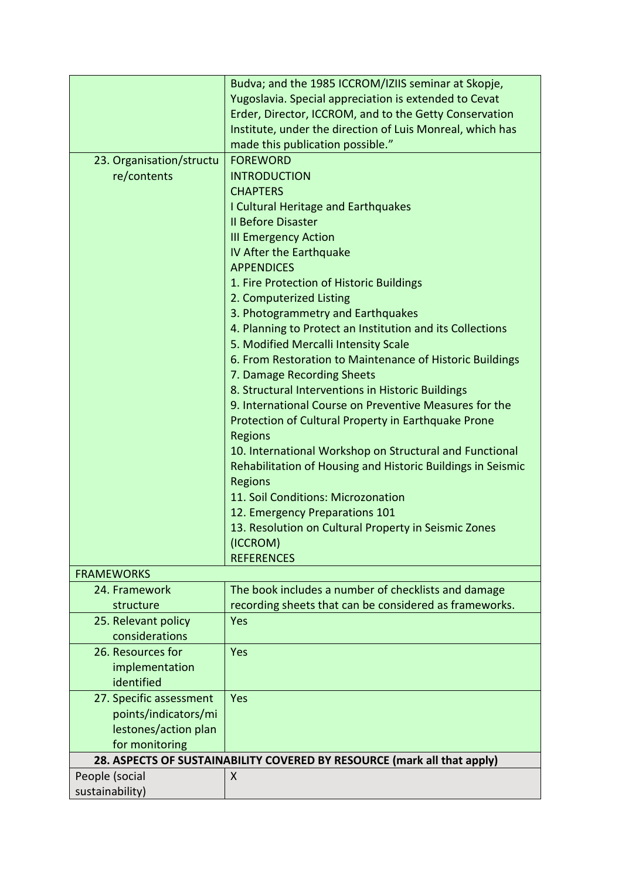| | |
|---|---|
| | Budva; and the 1985 ICCROM/IZIIS seminar at Skopje, Yugoslavia. Special appreciation is extended to Cevat Erder, Director, ICCROM, and to the Getty Conservation Institute, under the direction of Luis Monreal, which has made this publication possible." |
| 23. Organisation/structure/contents | FOREWORD<br>INTRODUCTION<br>CHAPTERS<br>I Cultural Heritage and Earthquakes<br>II Before Disaster<br>III Emergency Action<br>IV After the Earthquake<br>APPENDICES<br>1. Fire Protection of Historic Buildings<br>2. Computerized Listing<br>3. Photogrammetry and Earthquakes<br>4. Planning to Protect an Institution and its Collections<br>5. Modified Mercalli Intensity Scale<br>6. From Restoration to Maintenance of Historic Buildings<br>7. Damage Recording Sheets<br>8. Structural Interventions in Historic Buildings<br>9. International Course on Preventive Measures for the Protection of Cultural Property in Earthquake Prone Regions<br>10. International Workshop on Structural and Functional Rehabilitation of Housing and Historic Buildings in Seismic Regions<br>11. Soil Conditions: Microzonation<br>12. Emergency Preparations 101<br>13. Resolution on Cultural Property in Seismic Zones (ICCROM)<br>REFERENCES |
| FRAMEWORKS | |
| 24. Framework structure | The book includes a number of checklists and damage recording sheets that can be considered as frameworks. |
| 25. Relevant policy considerations | Yes |
| 26. Resources for implementation identified | Yes |
| 27. Specific assessment points/indicators/milestones/action plan for monitoring | Yes |
| **28. ASPECTS OF SUSTAINABILITY COVERED BY RESOURCE (mark all that apply)** | |
| People (social sustainability) | X |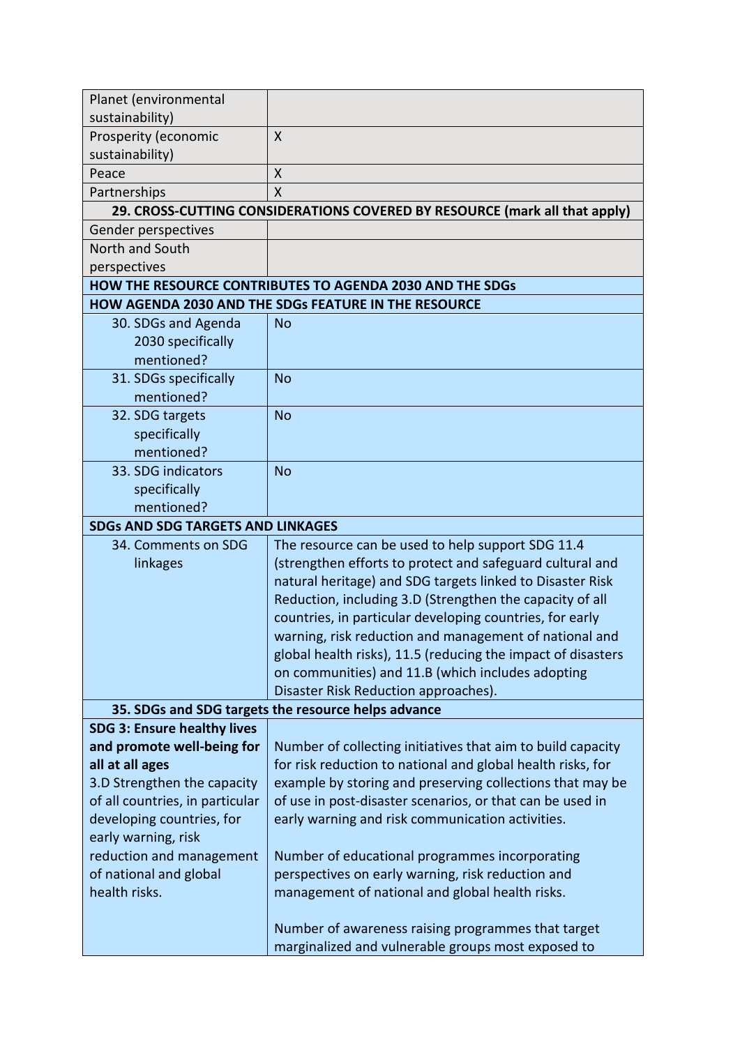| | |
|---|---|
| Planet (environmental sustainability) | |
| Prosperity (economic sustainability) | X |
| Peace | X |
| Partnerships | X |
| **29. CROSS-CUTTING CONSIDERATIONS COVERED BY RESOURCE (mark all that apply)** | |
| Gender perspectives | |
| North and South perspectives | |
| **HOW THE RESOURCE CONTRIBUTES TO AGENDA 2030 AND THE SDGs** | |
| **HOW AGENDA 2030 AND THE SDGs FEATURE IN THE RESOURCE** | |
| 30. SDGs and Agenda 2030 specifically mentioned? | No |
| 31. SDGs specifically mentioned? | No |
| 32. SDG targets specifically mentioned? | No |
| 33. SDG indicators specifically mentioned? | No |
| **SDGs AND SDG TARGETS AND LINKAGES** | |
| 34. Comments on SDG linkages | The resource can be used to help support SDG 11.4 (strengthen efforts to protect and safeguard cultural and natural heritage) and SDG targets linked to Disaster Risk Reduction, including 3.D (Strengthen the capacity of all countries, in particular developing countries, for early warning, risk reduction and management of national and global health risks), 11.5 (reducing the impact of disasters on communities) and 11.B (which includes adopting Disaster Risk Reduction approaches). |
| **35. SDGs and SDG targets the resource helps advance** | |
| **SDG 3: Ensure healthy lives and promote well-being for all at all ages**<br>3.D Strengthen the capacity of all countries, in particular developing countries, for early warning, risk reduction and management of national and global health risks. | Number of collecting initiatives that aim to build capacity for risk reduction to national and global health risks, for example by storing and preserving collections that may be of use in post-disaster scenarios, or that can be used in early warning and risk communication activities.<br><br>Number of educational programmes incorporating perspectives on early warning, risk reduction and management of national and global health risks.<br><br>Number of awareness raising programmes that target marginalized and vulnerable groups most exposed to |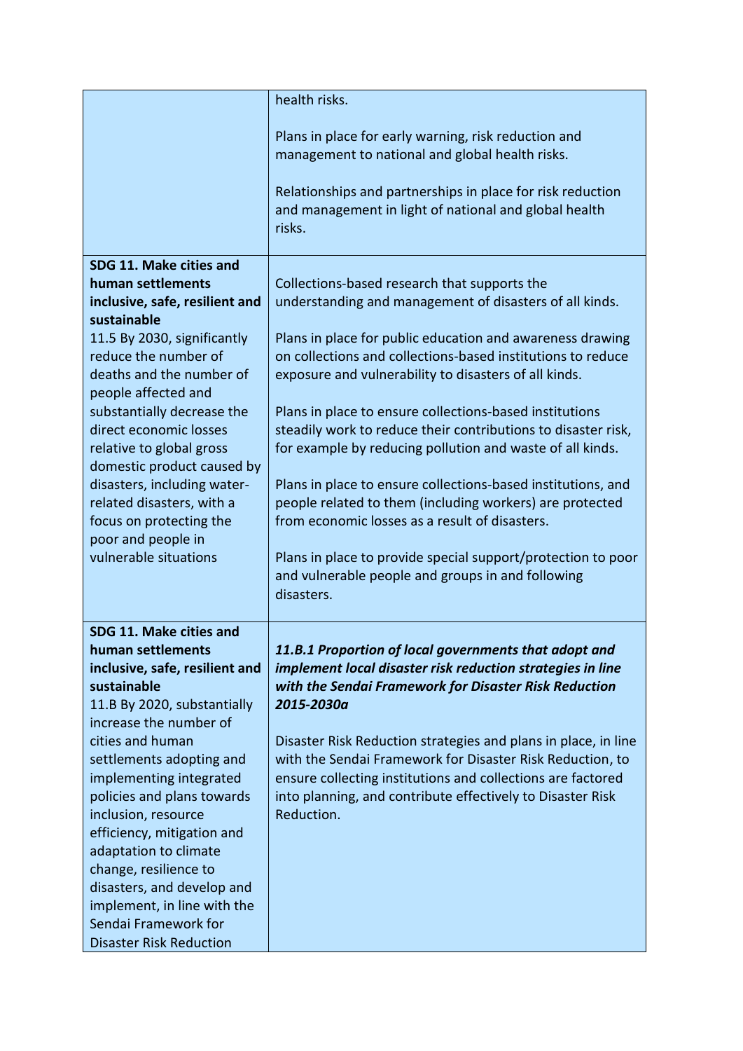| | |
|---|---|
| | health risks.<br><br>Plans in place for early warning, risk reduction and management to national and global health risks.<br><br>Relationships and partnerships in place for risk reduction and management in light of national and global health risks. |
| **SDG 11. Make cities and human settlements inclusive, safe, resilient and sustainable**<br>11.5 By 2030, significantly reduce the number of deaths and the number of people affected and substantially decrease the direct economic losses relative to global gross domestic product caused by disasters, including water-related disasters, with a focus on protecting the poor and people in vulnerable situations | Collections-based research that supports the understanding and management of disasters of all kinds.<br><br>Plans in place for public education and awareness drawing on collections and collections-based institutions to reduce exposure and vulnerability to disasters of all kinds.<br><br>Plans in place to ensure collections-based institutions steadily work to reduce their contributions to disaster risk, for example by reducing pollution and waste of all kinds.<br><br>Plans in place to ensure collections-based institutions, and people related to them (including workers) are protected from economic losses as a result of disasters.<br><br>Plans in place to provide special support/protection to poor and vulnerable people and groups in and following disasters. |
| **SDG 11. Make cities and human settlements inclusive, safe, resilient and sustainable**<br>11.B By 2020, substantially increase the number of cities and human settlements adopting and implementing integrated policies and plans towards inclusion, resource efficiency, mitigation and adaptation to climate change, resilience to disasters, and develop and implement, in line with the Sendai Framework for Disaster Risk Reduction | ***11.B.1 Proportion of local governments that adopt and implement local disaster risk reduction strategies in line with the Sendai Framework for Disaster Risk Reduction 2015-2030a***<br><br>Disaster Risk Reduction strategies and plans in place, in line with the Sendai Framework for Disaster Risk Reduction, to ensure collecting institutions and collections are factored into planning, and contribute effectively to Disaster Risk Reduction. |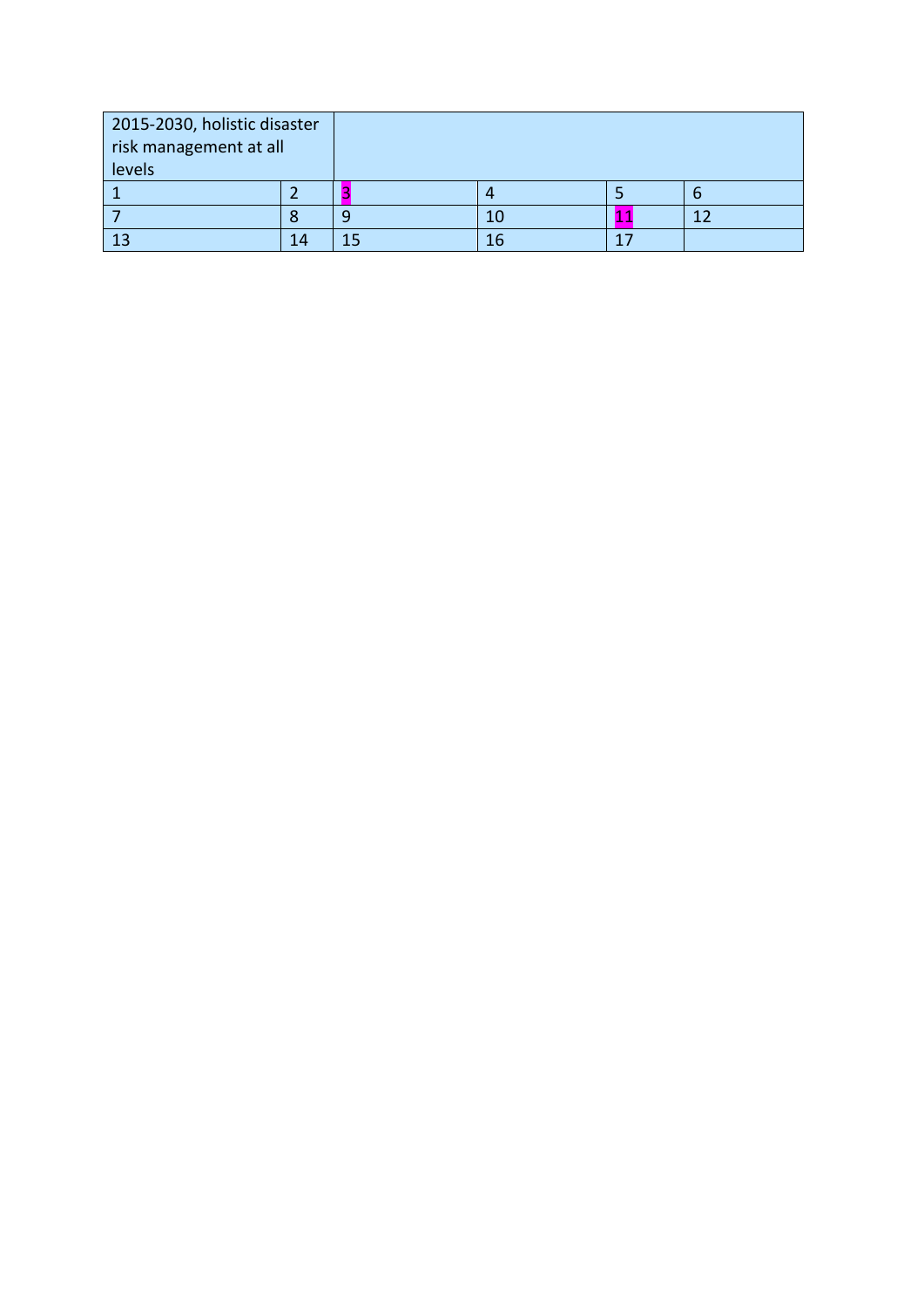| | | | | | |
|---|---|---|---|---|---|
| 2015-2030, holistic disaster risk management at all levels | | | | | |
| 1 | 2 | 3 | 4 | 5 | 6 |
| 7 | 8 | 9 | 10 | 11 | 12 |
| 13 | 14 | 15 | 16 | 17 | |